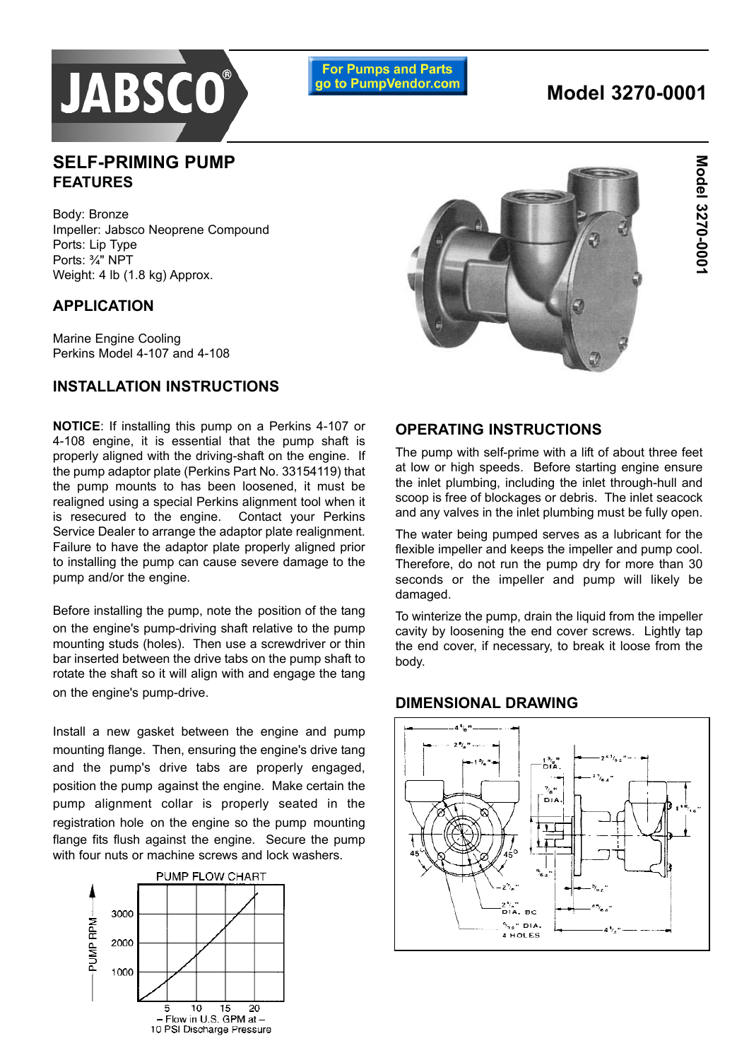JABSCO®

For Pumps and Parts go to PumpVendor.com

# Model 3270-0001

## SELF-PRIMING PUMP

### FEATURES

Body: Bronze
Impeller: Jabsco Neoprene Compound
Ports: Lip Type
Ports: ¾" NPT
Weight: 4 lb (1.8 kg) Approx.

### APPLICATION

Marine Engine Cooling
Perkins Model 4-107 and 4-108

### INSTALLATION INSTRUCTIONS

**NOTICE**: If installing this pump on a Perkins 4-107 or 4-108 engine, it is essential that the pump shaft is properly aligned with the driving-shaft on the engine. If the pump adaptor plate (Perkins Part No. 33154119) that the pump mounts to has been loosened, it must be realigned using a special Perkins alignment tool when it is resecured to the engine. Contact your Perkins Service Dealer to arrange the adaptor plate realignment. Failure to have the adaptor plate properly aligned prior to installing the pump can cause severe damage to the pump and/or the engine.

Before installing the pump, note the position of the tang on the engine's pump-driving shaft relative to the pump mounting studs (holes). Then use a screwdriver or thin bar inserted between the drive tabs on the pump shaft to rotate the shaft so it will align with and engage the tang on the engine's pump-drive.

Install a new gasket between the engine and pump mounting flange. Then, ensuring the engine's drive tang and the pump's drive tabs are properly engaged, position the pump against the engine. Make certain the pump alignment collar is properly seated in the registration hole on the engine so the pump mounting flange fits flush against the engine. Secure the pump with four nuts or machine screws and lock washers.

PUMP FLOW CHART

PUMP RPM (1000, 2000, 3000) vs. Flow in U.S. GPM at 10 PSI Discharge Pressure (5, 10, 15, 20)

### OPERATING INSTRUCTIONS

The pump with self-prime with a lift of about three feet at low or high speeds. Before starting engine ensure the inlet plumbing, including the inlet through-hull and scoop is free of blockages or debris. The inlet seacock and any valves in the inlet plumbing must be fully open.

The water being pumped serves as a lubricant for the flexible impeller and keeps the impeller and pump cool. Therefore, do not run the pump dry for more than 30 seconds or the impeller and pump will likely be damaged.

To winterize the pump, drain the liquid from the impeller cavity by loosening the end cover screws. Lightly tap the end cover, if necessary, to break it loose from the body.

### DIMENSIONAL DRAWING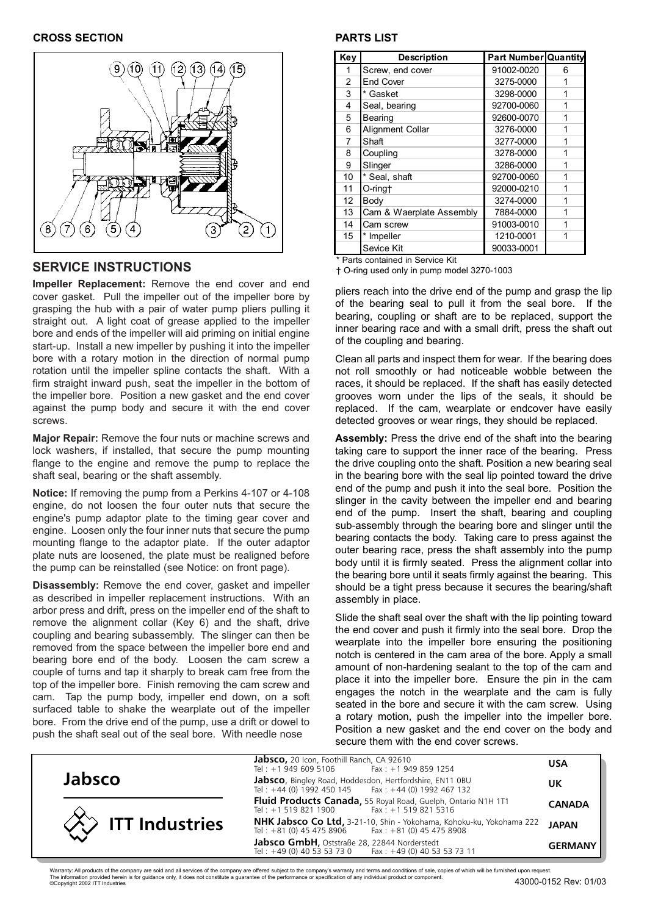## CROSS SECTION

9 10 11 12 13 14 15

8 7 6 5 4 3 2 1

## SERVICE INSTRUCTIONS

**Impeller Replacement:** Remove the end cover and end cover gasket. Pull the impeller out of the impeller bore by grasping the hub with a pair of water pump pliers pulling it straight out. A light coat of grease applied to the impeller bore and ends of the impeller will aid priming on initial engine start-up. Install a new impeller by pushing it into the impeller bore with a rotary motion in the direction of normal pump rotation until the impeller spline contacts the shaft. With a firm straight inward push, seat the impeller in the bottom of the impeller bore. Position a new gasket and the end cover against the pump body and secure it with the end cover screws.

**Major Repair:** Remove the four nuts or machine screws and lock washers, if installed, that secure the pump mounting flange to the engine and remove the pump to replace the shaft seal, bearing or the shaft assembly.

**Notice:** If removing the pump from a Perkins 4-107 or 4-108 engine, do not loosen the four outer nuts that secure the engine's pump adaptor plate to the timing gear cover and engine. Loosen only the four inner nuts that secure the pump mounting flange to the adaptor plate. If the outer adaptor plate nuts are loosened, the plate must be realigned before the pump can be reinstalled (see Notice: on front page).

**Disassembly:** Remove the end cover, gasket and impeller as described in impeller replacement instructions. With an arbor press and drift, press on the impeller end of the shaft to remove the alignment collar (Key 6) and the shaft, drive coupling and bearing subassembly. The slinger can then be removed from the space between the impeller bore end and bearing bore end of the body. Loosen the cam screw a couple of turns and tap it sharply to break cam free from the top of the impeller bore. Finish removing the cam screw and cam. Tap the pump body, impeller end down, on a soft surfaced table to shake the wearplate out of the impeller bore. From the drive end of the pump, use a drift or dowel to push the shaft seal out of the seal bore. With needle nose pliers reach into the drive end of the pump and grasp the lip of the bearing seal to pull it from the seal bore. If the bearing, coupling or shaft are to be replaced, support the inner bearing race and with a small drift, press the shaft out of the coupling and bearing.

Clean all parts and inspect them for wear. If the bearing does not roll smoothly or had noticeable wobble between the races, it should be replaced. If the shaft has easily detected grooves worn under the lips of the seals, it should be replaced. If the cam, wearplate or endcover have easily detected grooves or wear rings, they should be replaced.

**Assembly:** Press the drive end of the shaft into the bearing taking care to support the inner race of the bearing. Press the drive coupling onto the shaft. Position a new bearing seal in the bearing bore with the seal lip pointed toward the drive end of the pump and push it into the seal bore. Position the slinger in the cavity between the impeller end and bearing end of the pump. Insert the shaft, bearing and coupling sub-assembly through the bearing bore and slinger until the bearing contacts the body. Taking care to press against the outer bearing race, press the shaft assembly into the pump body until it is firmly seated. Press the alignment collar into the bearing bore until it seats firmly against the bearing. This should be a tight press because it secures the bearing/shaft assembly in place.

Slide the shaft seal over the shaft with the lip pointing toward the end cover and push it firmly into the seal bore. Drop the wearplate into the impeller bore ensuring the positioning notch is centered in the cam area of the bore. Apply a small amount of non-hardening sealant to the top of the cam and place it into the impeller bore. Ensure the pin in the cam engages the notch in the wearplate and the cam is fully seated in the bore and secure it with the cam screw. Using a rotary motion, push the impeller into the impeller bore. Position a new gasket and the end cover on the body and secure them with the end cover screws.

## PARTS LIST

| Key | Description | Part Number | Quantity |
|---|---|---|---|
| 1 | Screw, end cover | 91002-0020 | 6 |
| 2 | End Cover | 3275-0000 | 1 |
| 3 | * Gasket | 3298-0000 | 1 |
| 4 | Seal, bearing | 92700-0060 | 1 |
| 5 | Bearing | 92600-0070 | 1 |
| 6 | Alignment Collar | 3276-0000 | 1 |
| 7 | Shaft | 3277-0000 | 1 |
| 8 | Coupling | 3278-0000 | 1 |
| 9 | Slinger | 3286-0000 | 1 |
| 10 | * Seal, shaft | 92700-0060 | 1 |
| 11 | O-ring† | 92000-0210 | 1 |
| 12 | Body | 3274-0000 | 1 |
| 13 | Cam & Waerplate Assembly | 7884-0000 | 1 |
| 14 | Cam screw | 91003-0010 | 1 |
| 15 | * Impeller | 1210-0001 | 1 |
| | Sevice Kit | 90033-0001 | |

\* Parts contained in Service Kit

† O-ring used only in pump model 3270-1003

**Jabsco**

**ITT Industries**

| | |
|---|---|
| **Jabsco,** 20 Icon, Foothill Ranch, CA 92610 Tel : +1 949 609 5106 Fax : +1 949 859 1254 | **USA** |
| **Jabsco**, Bingley Road, Hoddesdon, Hertfordshire, EN11 0BU Tel : +44 (0) 1992 450 145 Fax : +44 (0) 1992 467 132 | **UK** |
| **Fluid Products Canada,** 55 Royal Road, Guelph, Ontario N1H 1T1 Tel : +1 519 821 1900 Fax : +1 519 821 5316 | **CANADA** |
| **NHK Jabsco Co Ltd,** 3-21-10, Shin - Yokohama, Kohoku-ku, Yokohama 222 Tel : +81 (0) 45 475 8906 Fax : +81 (0) 45 475 8908 | **JAPAN** |
| **Jabsco GmbH,** Oststraße 28, 22844 Norderstedt Tel : +49 (0) 40 53 53 73 0 Fax : +49 (0) 40 53 53 73 11 | **GERMANY** |

Warranty: All products of the company are sold and all services of the company are offered subject to the company's warranty and terms and conditions of sale, copies of which will be furnished upon request.
The information provided herein is for guidance only, it does not constitute a guarantee of the performance or specification of any individual product or component.
©Copyright 2002 ITT Industries

43000-0152 Rev: 01/03